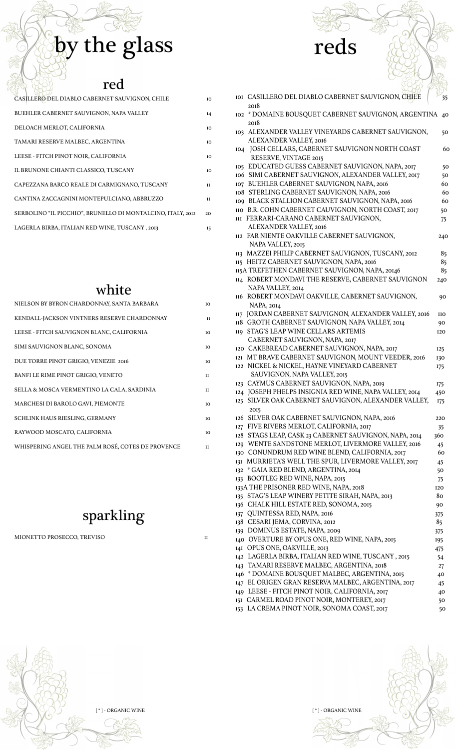# by the glass

## red

| | |
|---|---|
| CASILLERO DEL DIABLO CABERNET SAUVIGNON, CHILE | 10 |
| BUEHLER CABERNET SAUVIGNON, NAPA VALLEY | 14 |
| DELOACH MERLOT, CALIFORNIA | 10 |
| TAMARI RESERVE MALBEC, ARGENTINA | 10 |
| LEESE - FITCH PINOT NOIR, CALIFORNIA | 10 |
| IL BRUNONE CHIANTI CLASSICO, TUSCANY | 10 |
| CAPEZZANA BARCO REALE DI CARMIGNANO, TUSCANY | 11 |
| CANTINA ZACCAGNINI MONTEPULCIANO, ABBRUZZO | 11 |
| SERBOLINO "IL PICCHIO", BRUNELLO DI MONTALCINO, ITALY, 2012 | 20 |
| LAGERLA BIRBA, ITALIAN RED WINE, TUSCANY , 2013 | 15 |

## white

| | |
|---|---|
| NIELSON BY BYRON CHARDONNAY, SANTA BARBARA | 10 |
| KENDALL-JACKSON VINTNERS RESERVE CHARDONNAY | 11 |
| LEESE - FITCH SAUVIGNON BLANC, CALIFORNIA | 10 |
| SIMI SAUVIGNON BLANC, SONOMA | 10 |
| DUE TORRE PINOT GRIGIO, VENEZIE 2016 | 10 |
| BANFI LE RIME PINOT GRIGIO, VENETO | 11 |
| SELLA & MOSCA VERMENTINO LA CALA, SARDINIA | 11 |
| MARCHESI DI BAROLO GAVI, PIEMONTE | 10 |
| SCHLINK HAUS RIESLING, GERMANY | 10 |
| RAYWOOD MOSCATO, CALIFORNIA | 10 |
| WHISPERING ANGEL THE PALM ROSÉ, COTES DE PROVENCE | 11 |

## sparkling

| | |
|---|---|
| MIONETTO PROSECCO, TREVISO | 11 |

[ * ] - ORGANIC WINE

# reds

| | | |
|---|---|---|
| 101 | CASILLERO DEL DIABLO CABERNET SAUVIGNON, CHILE 2018 | 35 |
| 102 | * DOMAINE BOUSQUET CABERNET SAUVIGNON, ARGENTINA 2018 | 40 |
| 103 | ALEXANDER VALLEY VINEYARDS CABERNET SAUVIGNON, ALEXANDER VALLEY, 2016 | 50 |
| 104 | JOSH CELLARS, CABERNET SAUVIGNON NORTH COAST RESERVE, VINTAGE 2015 | 60 |
| 105 | EDUCATED GUESS CABERNET SAUVIGNON, NAPA, 2017 | 50 |
| 106 | SIMI CABERNET SAUVIGNON, ALEXANDER VALLEY, 2017 | 50 |
| 107 | BUEHLER CABERNET SAUVIGNON, NAPA, 2016 | 60 |
| 108 | STERLING CABERNET SAUVIGNON, NAPA, 2016 | 60 |
| 109 | BLACK STALLION CABERNET SAUVIGNON, NAPA, 2016 | 60 |
| 110 | B.R. COHN CABERNET CAUVIGNON, NORTH COAST, 2017 | 50 |
| 111 | FERRARI-CARANO CABERNET SAUVIGNON, ALEXANDER VALLEY, 2016 | 75 |
| 112 | FAR NIENTE OAKVILLE CABERNET SAUVIGNON, NAPA VALLEY, 2015 | 240 |
| 113 | MAZZEI PHILIP CABERNET SAUVIGNON, TUSCANY, 2012 | 85 |
| 115 | HEITZ CABERNET SAUVIGNON, NAPA, 2016 | 85 |
| 115A | TREFETHEN CABERNET SAUVIGNON, NAPA, 20146 | 85 |
| 114 | ROBERT MONDAVI THE RESERVE, CABERNET SAUVIGNON NAPA VALLEY, 2014 | 240 |
| 116 | ROBERT MONDAVI OAKVILLE, CABERNET SAUVIGNON, NAPA, 2014 | 90 |
| 117 | JORDAN CABERNET SAUVIGNON, ALEXANDER VALLEY, 2016 | 110 |
| 118 | GROTH CABERNET SAUVIGNON, NAPA VALLEY, 2014 | 90 |
| 119 | STAG'S LEAP WINE CELLARS ARTEMIS CABERNET SAUVIGNON, NAPA, 2017 | 120 |
| 120 | CAKEBREAD CABERNET SAUVIGNON, NAPA, 2017 | 125 |
| 121 | MT BRAVE CABERNET SAUVIGNON, MOUNT VEEDER, 2016 | 130 |
| 122 | NICKEL & NICKEL, HAYNE VINEYARD CABERNET SAUVIGNON, NAPA VALLEY, 2015 | 175 |
| 123 | CAYMUS CABERNET SAUVIGNON, NAPA, 2019 | 175 |
| 124 | JOSEPH PHELPS INSIGNIA RED WINE, NAPA VALLEY, 2014 | 450 |
| 125 | SILVER OAK CABERNET SAUVIGNON, ALEXANDER VALLEY, 2015 | 175 |
| 126 | SILVER OAK CABERNET SAUVIGNON, NAPA, 2016 | 220 |
| 127 | FIVE RIVERS MERLOT, CALIFORNIA, 2017 | 35 |
| 128 | STAGS LEAP, CASK 23 CABERNET SAUVIGNON, NAPA, 2014 | 360 |
| 129 | WENTE SANDSTONE MERLOT, LIVERMORE VALLEY, 2016 | 45 |
| 130 | CONUNDRUM RED WINE BLEND, CALIFORNIA, 2017 | 60 |
| 131 | MURRIETA'S WELL THE SPUR, LIVERMORE VALLEY, 2017 | 45 |
| 132 | * GAIA RED BLEND, ARGENTINA, 2014 | 50 |
| 133 | BOOTLEG RED WINE, NAPA, 2015 | 75 |
| 133A | THE PRISONER RED WINE, NAPA, 2018 | 120 |
| 135 | STAG'S LEAP WINERY PETITE SIRAH, NAPA, 2013 | 80 |
| 136 | CHALK HILL ESTATE RED, SONOMA, 2015 | 90 |
| 137 | QUINTESSA RED, NAPA, 2016 | 375 |
| 138 | CESARI JEMA, CORVINA, 2012 | 85 |
| 139 | DOMINUS ESTATE, NAPA, 2009 | 375 |
| 140 | OVERTURE BY OPUS ONE, RED WINE, NAPA, 2015 | 195 |
| 141 | OPUS ONE, OAKVILLE, 2013 | 475 |
| 142 | LAGERLA BIRBA, ITALIAN RED WINE, TUSCANY , 2015 | 54 |
| 143 | TAMARI RESERVE MALBEC, ARGENTINA, 2018 | 27 |
| 146 | * DOMAINE BOUSQUET MALBEC, ARGENTINA, 2015 | 40 |
| 147 | EL ORIGEN GRAN RESERVA MALBEC, ARGENTINA, 2017 | 45 |
| 149 | LEESE - FITCH PINOT NOIR, CALIFORNIA, 2017 | 40 |
| 151 | CARMEL ROAD PINOT NOIR, MONTEREY, 2017 | 50 |
| 153 | LA CREMA PINOT NOIR, SONOMA COAST, 2017 | 50 |

[ * ] - ORGANIC WINE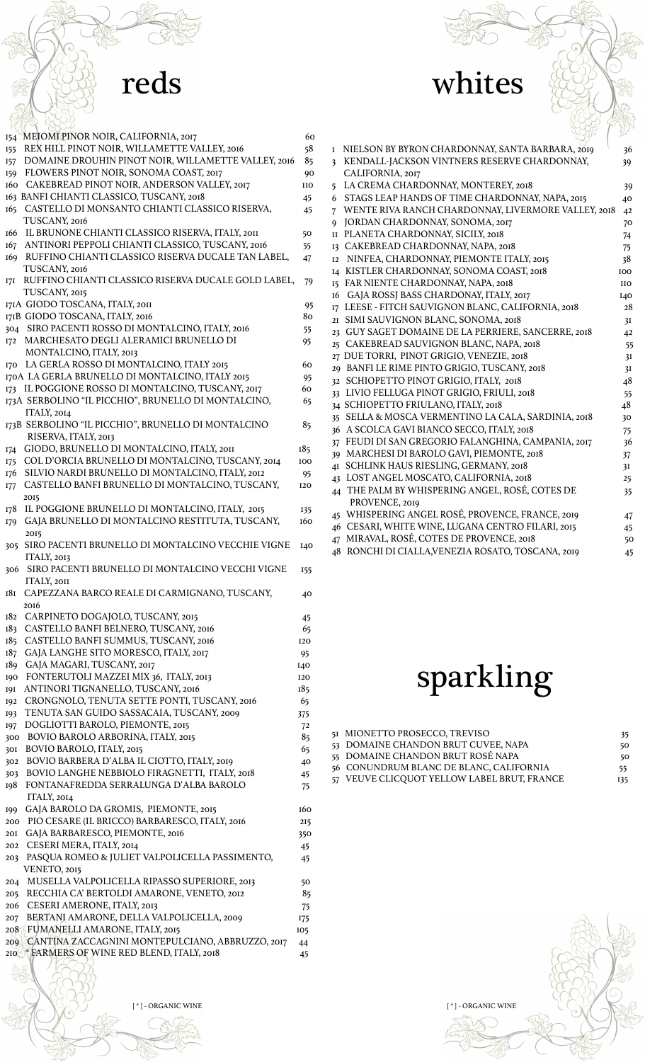# reds

| | | |
|---|---|---|
| 154 | MEIOMI PINOR NOIR, CALIFORNIA, 2017 | 60 |
| 155 | REX HILL PINOT NOIR, WILLAMETTE VALLEY, 2016 | 58 |
| 157 | DOMAINE DROUHIN PINOT NOIR, WILLAMETTE VALLEY, 2016 | 85 |
| 159 | FLOWERS PINOT NOIR, SONOMA COAST, 2017 | 90 |
| 160 | CAKEBREAD PINOT NOIR, ANDERSON VALLEY, 2017 | 110 |
| 163 | BANFI CHIANTI CLASSICO, TUSCANY, 2018 | 45 |
| 165 | CASTELLO DI MONSANTO CHIANTI CLASSICO RISERVA, TUSCANY, 2016 | 45 |
| 166 | IL BRUNONE CHIANTI CLASSICO RISERVA, ITALY, 2011 | 50 |
| 167 | ANTINORI PEPPOLI CHIANTI CLASSICO, TUSCANY, 2016 | 55 |
| 169 | RUFFINO CHIANTI CLASSICO RISERVA DUCALE TAN LABEL, TUSCANY, 2016 | 47 |
| 171 | RUFFINO CHIANTI CLASSICO RISERVA DUCALE GOLD LABEL, TUSCANY, 2015 | 79 |
| 171A | GIODO TOSCANA, ITALY, 2011 | 95 |
| 171B | GIODO TOSCANA, ITALY, 2016 | 80 |
| 304 | SIRO PACENTI ROSSO DI MONTALCINO, ITALY, 2016 | 55 |
| 172 | MARCHESATO DEGLI ALERAMICI BRUNELLO DI MONTALCINO, ITALY, 2013 | 95 |
| 170 | LA GERLA ROSSO DI MONTALCINO, ITALY 2015 | 60 |
| 170A | LA GERLA BRUNELLO DI MONTALCINO, ITALY 2015 | 95 |
| 173 | IL POGGIONE ROSSO DI MONTALCINO, TUSCANY, 2017 | 60 |
| 173A | SERBOLINO "IL PICCHIO", BRUNELLO DI MONTALCINO, ITALY, 2014 | 65 |
| 173B | SERBOLINO "IL PICCHIO", BRUNELLO DI MONTALCINO RISERVA, ITALY, 2013 | 85 |
| 174 | GIODO, BRUNELLO DI MONTALCINO, ITALY, 2011 | 185 |
| 175 | COL D'ORCIA BRUNELLO DI MONTALCINO, TUSCANY, 2014 | 100 |
| 176 | SILVIO NARDI BRUNELLO DI MONTALCINO, ITALY, 2012 | 95 |
| 177 | CASTELLO BANFI BRUNELLO DI MONTALCINO, TUSCANY, 2015 | 120 |
| 178 | IL POGGIONE BRUNELLO DI MONTALCINO, ITALY, 2015 | 135 |
| 179 | GAJA BRUNELLO DI MONTALCINO RESTITUTA, TUSCANY, 2015 | 160 |
| 305 | SIRO PACENTI BRUNELLO DI MONTALCINO VECCHIE VIGNE ITALY, 2013 | 140 |
| 306 | SIRO PACENTI BRUNELLO DI MONTALCINO VECCHI VIGNE ITALY, 2011 | 155 |
| 181 | CAPEZZANA BARCO REALE DI CARMIGNANO, TUSCANY, 2016 | 40 |
| 182 | CARPINETO DOGAJOLO, TUSCANY, 2015 | 45 |
| 183 | CASTELLO BANFI BELNERO, TUSCANY, 2016 | 65 |
| 185 | CASTELLO BANFI SUMMUS, TUSCANY, 2016 | 120 |
| 187 | GAJA LANGHE SITO MORESCO, ITALY, 2017 | 95 |
| 189 | GAJA MAGARI, TUSCANY, 2017 | 140 |
| 190 | FONTERUTOLI MAZZEI MIX 36, ITALY, 2013 | 120 |
| 191 | ANTINORI TIGNANELLO, TUSCANY, 2016 | 185 |
| 192 | CRONGNOLO, TENUTA SETTE PONTI, TUSCANY, 2016 | 65 |
| 193 | TENUTA SAN GUIDO SASSACAIA, TUSCANY, 2009 | 375 |
| 197 | DOGLIOTTI BAROLO, PIEMONTE, 2015 | 72 |
| 300 | BOVIO BAROLO ARBORINA, ITALY, 2015 | 85 |
| 301 | BOVIO BAROLO, ITALY, 2015 | 65 |
| 302 | BOVIO BARBERA D'ALBA IL CIOTTO, ITALY, 2019 | 40 |
| 303 | BOVIO LANGHE NEBBIOLO FIRAGNETTI, ITALY, 2018 | 45 |
| 198 | FONTANAFREDDA SERRALUNGA D'ALBA BAROLO ITALY, 2014 | 75 |
| 199 | GAJA BAROLO DA GROMIS, PIEMONTE, 2015 | 160 |
| 200 | PIO CESARE (IL BRICCO) BARBARESCO, ITALY, 2016 | 215 |
| 201 | GAJA BARBARESCO, PIEMONTE, 2016 | 350 |
| 202 | CESERI MERA, ITALY, 2014 | 45 |
| 203 | PASQUA ROMEO & JULIET VALPOLICELLA PASSIMENTO, VENETO, 2015 | 45 |
| 204 | MUSELLA VALPOLICELLA RIPASSO SUPERIORE, 2013 | 50 |
| 205 | RECCHIA CA' BERTOLDI AMARONE, VENETO, 2012 | 85 |
| 206 | CESERI AMERONE, ITALY, 2013 | 75 |
| 207 | BERTANI AMARONE, DELLA VALPOLICELLA, 2009 | 175 |
| 208 | FUMANELLI AMARONE, ITALY, 2015 | 105 |
| 209 | CANTINA ZACCAGNINI MONTEPULCIANO, ABBRUZZO, 2017 | 44 |
| 210 | * FARMERS OF WINE RED BLEND, ITALY, 2018 | 45 |

[ * ] - ORGANIC WINE

# whites

| | | |
|---|---|---|
| 1 | NIELSON BY BYRON CHARDONNAY, SANTA BARBARA, 2019 | 36 |
| 3 | KENDALL-JACKSON VINTNERS RESERVE CHARDONNAY, CALIFORNIA, 2017 | 39 |
| 5 | LA CREMA CHARDONNAY, MONTEREY, 2018 | 39 |
| 6 | STAGS LEAP HANDS OF TIME CHARDONNAY, NAPA, 2015 | 40 |
| 7 | WENTE RIVA RANCH CHARDONNAY, LIVERMORE VALLEY, 2018 | 42 |
| 9 | JORDAN CHARDONNAY, SONOMA, 2017 | 70 |
| 11 | PLANETA CHARDONNAY, SICILY, 2018 | 74 |
| 13 | CAKEBREAD CHARDONNAY, NAPA, 2018 | 75 |
| 12 | NINFEA, CHARDONNAY, PIEMONTE ITALY, 2015 | 38 |
| 14 | KISTLER CHARDONNAY, SONOMA COAST, 2018 | 100 |
| 15 | FAR NIENTE CHARDONNAY, NAPA, 2018 | 110 |
| 16 | GAJA ROSSJ BASS CHARDONAY, ITALY, 2017 | 140 |
| 17 | LEESE - FITCH SAUVIGNON BLANC, CALIFORNIA, 2018 | 28 |
| 21 | SIMI SAUVIGNON BLANC, SONOMA, 2018 | 31 |
| 23 | GUY SAGET DOMAINE DE LA PERRIERE, SANCERRE, 2018 | 42 |
| 25 | CAKEBREAD SAUVIGNON BLANC, NAPA, 2018 | 55 |
| 27 | DUE TORRI, PINOT GRIGIO, VENEZIE, 2018 | 31 |
| 29 | BANFI LE RIME PINTO GRIGIO, TUSCANY, 2018 | 31 |
| 32 | SCHIOPETTO PINOT GRIGIO, ITALY, 2018 | 48 |
| 33 | LIVIO FELLUGA PINOT GRIGIO, FRIULI, 2018 | 55 |
| 34 | SCHIOPETTO FRIULANO, ITALY, 2018 | 48 |
| 35 | SELLA & MOSCA VERMENTINO LA CALA, SARDINIA, 2018 | 30 |
| 36 | A SCOLCA GAVI BIANCO SECCO, ITALY, 2018 | 75 |
| 37 | FEUDI DI SAN GREGORIO FALANGHINA, CAMPANIA, 2017 | 36 |
| 39 | MARCHESI DI BAROLO GAVI, PIEMONTE, 2018 | 37 |
| 41 | SCHLINK HAUS RIESLING, GERMANY, 2018 | 31 |
| 43 | LOST ANGEL MOSCATO, CALIFORNIA, 2018 | 25 |
| 44 | THE PALM BY WHISPERING ANGEL, ROSÉ, COTES DE PROVENCE, 2019 | 35 |
| 45 | WHISPERING ANGEL ROSÉ, PROVENCE, FRANCE, 2019 | 47 |
| 46 | CESARI, WHITE WINE, LUGANA CENTRO FILARI, 2015 | 45 |
| 47 | MIRAVAL, ROSÉ, COTES DE PROVENCE, 2018 | 50 |
| 48 | RONCHI DI CIALLA,VENEZIA ROSATO, TOSCANA, 2019 | 45 |

# sparkling

| | | |
|---|---|---|
| 51 | MIONETTO PROSECCO, TREVISO | 35 |
| 53 | DOMAINE CHANDON BRUT CUVEE, NAPA | 50 |
| 55 | DOMAINE CHANDON BRUT ROSÉ NAPA | 50 |
| 56 | CONUNDRUM BLANC DE BLANC, CALIFORNIA | 55 |
| 57 | VEUVE CLICQUOT YELLOW LABEL BRUT, FRANCE | 135 |

[ * ] - ORGANIC WINE